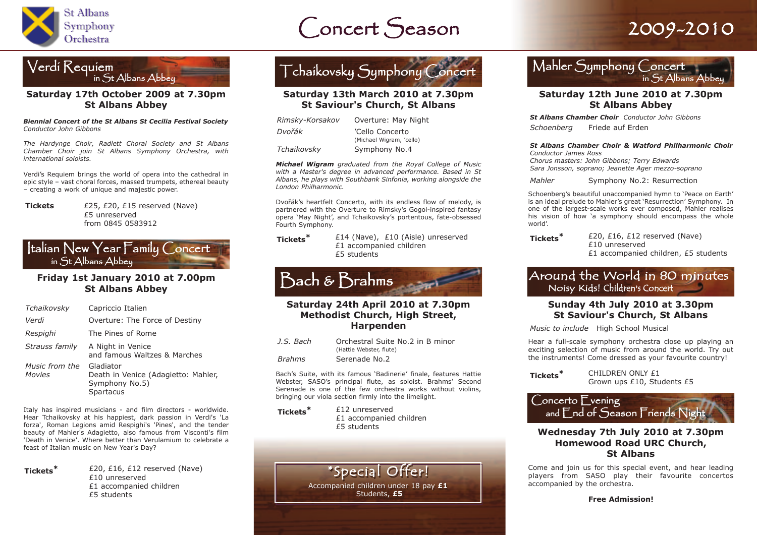St Albans Symphony Orchestra

# Concert Season 2009-2010

## Verdi Requiem in St Albans Abbey

**Saturday 17th October 2009 at 7.30pm**
**St Albans Abbey**

***Biennial Concert of the St Albans St Cecilia Festival Society***
*Conductor John Gibbons*

*The Hardynge Choir, Radlett Choral Society and St Albans Chamber Choir join St Albans Symphony Orchestra, with international soloists.*

Verdi's Requiem brings the world of opera into the cathedral in epic style – vast choral forces, massed trumpets, ethereal beauty – creating a work of unique and majestic power.

**Tickets** £25, £20, £15 reserved (Nave)
£5 unreserved
from 0845 0583912

## Italian New Year Family Concert in St Albans Abbey

**Friday 1st January 2010 at 7.00pm**
**St Albans Abbey**

| | |
|---|---|
| *Tchaikovsky* | Capriccio Italien |
| *Verdi* | Overture: The Force of Destiny |
| *Respighi* | The Pines of Rome |
| *Strauss family* | A Night in Venice and famous Waltzes & Marches |
| *Music from the Movies* | Gladiator<br>Death in Venice (Adagietto: Mahler, Symphony No.5)<br>Spartacus |

Italy has inspired musicians - and film directors - worldwide. Hear Tchaikovsky at his happiest, dark passion in Verdi's 'La forza', Roman Legions amid Respighi's 'Pines', and the tender beauty of Mahler's Adagietto, also famous from Visconti's film 'Death in Venice'. Where better than Verulamium to celebrate a feast of Italian music on New Year's Day?

**Tickets*** £20, £16, £12 reserved (Nave)
£10 unreserved
£1 accompanied children
£5 students

## Tchaikovsky Symphony Concert

**Saturday 13th March 2010 at 7.30pm**
**St Saviour's Church, St Albans**

| | |
|---|---|
| *Rimsky-Korsakov* | Overture: May Night |
| *Dvořák* | 'Cello Concerto (Michael Wigram, 'cello) |
| *Tchaikovsky* | Symphony No.4 |

***Michael Wigram*** *graduated from the Royal College of Music with a Master's degree in advanced performance. Based in St Albans, he plays with Southbank Sinfonia, working alongside the London Philharmonic.*

Dvořák's heartfelt Concerto, with its endless flow of melody, is partnered with the Overture to Rimsky's Gogol-inspired fantasy opera 'May Night', and Tchaikovsky's portentous, fate-obsessed Fourth Symphony.

**Tickets*** £14 (Nave), £10 (Aisle) unreserved
£1 accompanied children
£5 students

## Bach & Brahms

**Saturday 24th April 2010 at 7.30pm**
**Methodist Church, High Street, Harpenden**

| | |
|---|---|
| *J.S. Bach* | Orchestral Suite No.2 in B minor (Hattie Webster, flute) |
| *Brahms* | Serenade No.2 |

Bach's Suite, with its famous 'Badinerie' finale, features Hattie Webster, SASO's principal flute, as soloist. Brahms' Second Serenade is one of the few orchestra works without violins, bringing our viola section firmly into the limelight.

**Tickets*** £12 unreserved
£1 accompanied children
£5 students

## *Special Offer!

Accompanied children under 18 pay **£1**
Students, **£5**

## Mahler Symphony Concert in St Albans Abbey

**Saturday 12th June 2010 at 7.30pm**
**St Albans Abbey**

***St Albans Chamber Choir*** *Conductor John Gibbons*

*Schoenberg* Friede auf Erden

***St Albans Chamber Choir & Watford Philharmonic Choir***
*Conductor James Ross*
*Chorus masters: John Gibbons; Terry Edwards*
*Sara Jonsson, soprano; Jeanette Ager mezzo-soprano*

*Mahler* Symphony No.2: Resurrection

Schoenberg's beautiful unaccompanied hymn to 'Peace on Earth' is an ideal prelude to Mahler's great 'Resurrection' Symphony. In one of the largest-scale works ever composed, Mahler realises his vision of how 'a symphony should encompass the whole world'.

**Tickets*** £20, £16, £12 reserved (Nave)
£10 unreserved
£1 accompanied children, £5 students

## Around the World in 80 minutes
Noisy Kids! Children's Concert

**Sunday 4th July 2010 at 3.30pm**
**St Saviour's Church, St Albans**

*Music to include* High School Musical

Hear a full-scale symphony orchestra close up playing an exciting selection of music from around the world. Try out the instruments! Come dressed as your favourite country!

**Tickets*** CHILDREN ONLY £1
Grown ups £10, Students £5

## Concerto Evening and End of Season Friends Night

**Wednesday 7th July 2010 at 7.30pm**
**Homewood Road URC Church, St Albans**

Come and join us for this special event, and hear leading players from SASO play their favourite concertos accompanied by the orchestra.

**Free Admission!**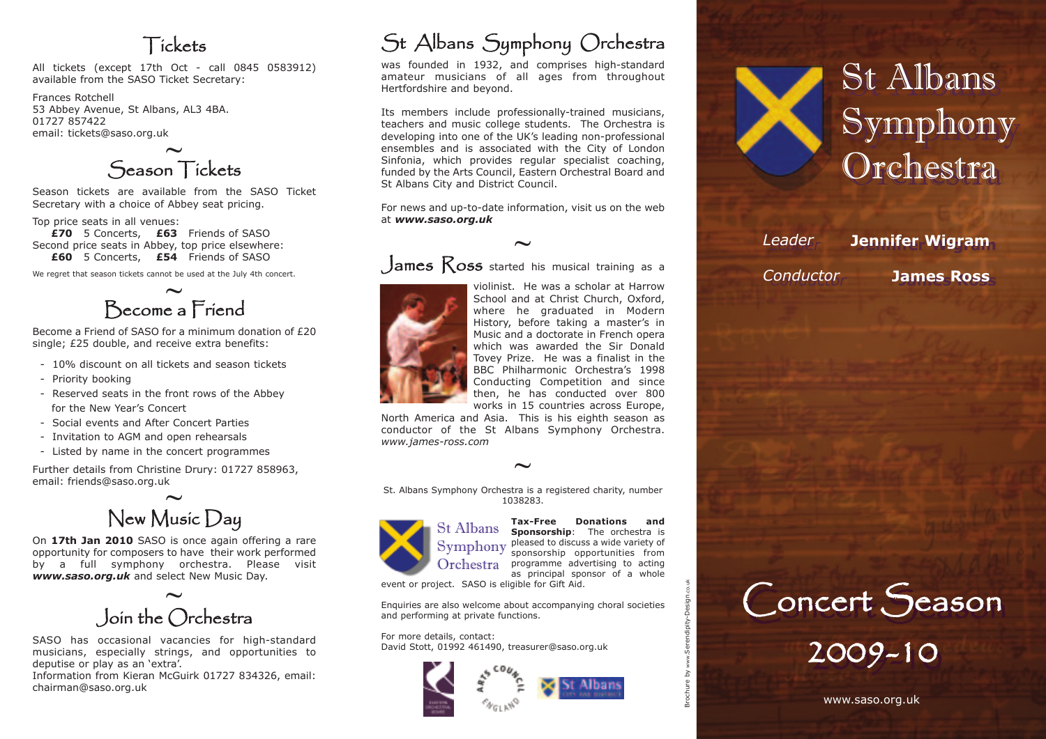# Tickets

All tickets (except 17th Oct - call 0845 0583912) available from the SASO Ticket Secretary:

Frances Rotchell
53 Abbey Avenue, St Albans, AL3 4BA.
01727 857422
email: tickets@saso.org.uk

~

# Season Tickets

Season tickets are available from the SASO Ticket Secretary with a choice of Abbey seat pricing.

Top price seats in all venues:
**£70** 5 Concerts, **£63** Friends of SASO
Second price seats in Abbey, top price elsewhere:
**£60** 5 Concerts, **£54** Friends of SASO

We regret that season tickets cannot be used at the July 4th concert.

~

# Become a Friend

Become a Friend of SASO for a minimum donation of £20 single; £25 double, and receive extra benefits:

- 10% discount on all tickets and season tickets
- Priority booking
- Reserved seats in the front rows of the Abbey for the New Year's Concert
- Social events and After Concert Parties
- Invitation to AGM and open rehearsals
- Listed by name in the concert programmes

Further details from Christine Drury: 01727 858963, email: friends@saso.org.uk

~

# New Music Day

On **17th Jan 2010** SASO is once again offering a rare opportunity for composers to have their work performed by a full symphony orchestra. Please visit ***www.saso.org.uk*** and select New Music Day.

~

# Join the Orchestra

SASO has occasional vacancies for high-standard musicians, especially strings, and opportunities to deputise or play as an 'extra'.
Information from Kieran McGuirk 01727 834326, email: chairman@saso.org.uk

# St Albans Symphony Orchestra

was founded in 1932, and comprises high-standard amateur musicians of all ages from throughout Hertfordshire and beyond.

Its members include professionally-trained musicians, teachers and music college students. The Orchestra is developing into one of the UK's leading non-professional ensembles and is associated with the City of London Sinfonia, which provides regular specialist coaching, funded by the Arts Council, Eastern Orchestral Board and St Albans City and District Council.

For news and up-to-date information, visit us on the web at ***www.saso.org.uk***

~

**James Ross** started his musical training as a violinist. He was a scholar at Harrow School and at Christ Church, Oxford, where he graduated in Modern History, before taking a master's in Music and a doctorate in French opera which was awarded the Sir Donald Tovey Prize. He was a finalist in the BBC Philharmonic Orchestra's 1998 Conducting Competition and since then, he has conducted over 800 works in 15 countries across Europe, North America and Asia. This is his eighth season as conductor of the St Albans Symphony Orchestra. *www.james-ross.com*

~

St. Albans Symphony Orchestra is a registered charity, number 1038283.

St Albans Symphony Orchestra

**Tax-Free Donations and Sponsorship**: The orchestra is pleased to discuss a wide variety of sponsorship opportunities from programme advertising to acting as principal sponsor of a whole event or project. SASO is eligible for Gift Aid.

Enquiries are also welcome about accompanying choral societies and performing at private functions.

For more details, contact:
David Stott, 01992 461490, treasurer@saso.org.uk

Brochure by www.Serendipity-Design.co.uk

# St Albans Symphony Orchestra

*Leader* **Jennifer Wigram**

*Conductor* **James Ross**

# Concert Season 2009-10

www.saso.org.uk